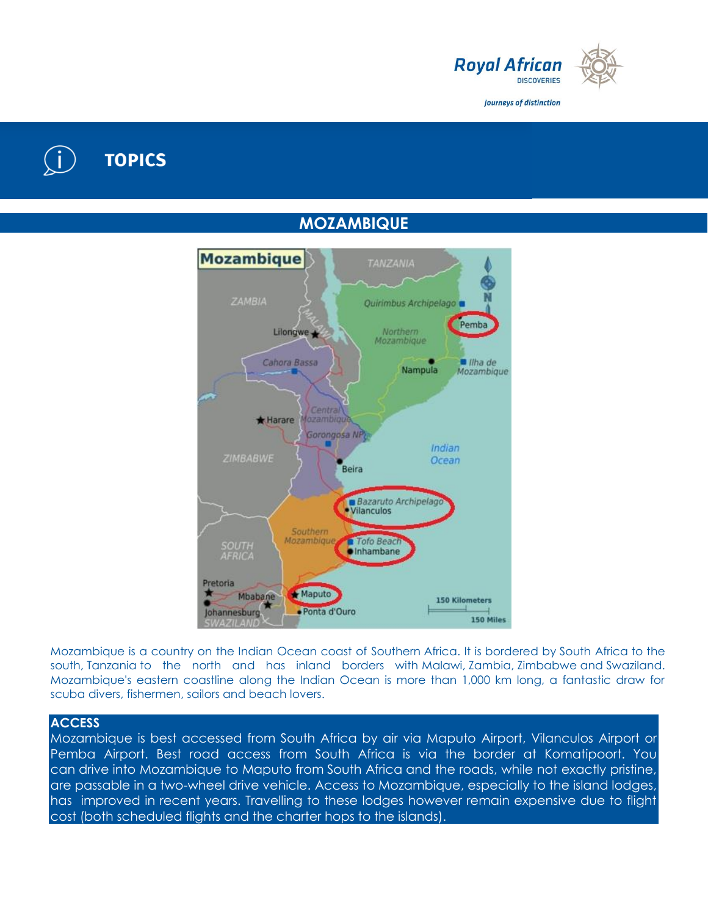# TOPICS

## MOZAMBIQUE

Mozambique is a country on the Indian Ocean coast of Southern Africa. It is bordered by South Africa to the south, Tanzania to the north and has inland borders with Malawi, Zambia, Zimbabwe and Swaziland. Mozambique's eastern coastline along the Indian Ocean is more than 1,000 km long, a fantastic draw for scuba divers, fishermen, sailors and beach lovers.

### ACCESS

Mozambique is best accessed from South Africa by air via Maputo Airport, Vilanculos Airport or Pemba Airport. Best road access from South Africa is via the border at Komatipoort. You can drive into Mozambique to Maputo from South Africa and the roads, while not exactly pristine, are passable in a two-wheel drive vehicle. Access to Mozambique, especially to the island lodges, has improved in recent years. Travelling to these lodges however remain expensive due to flight cost (both scheduled flights and the charter hops to the islands).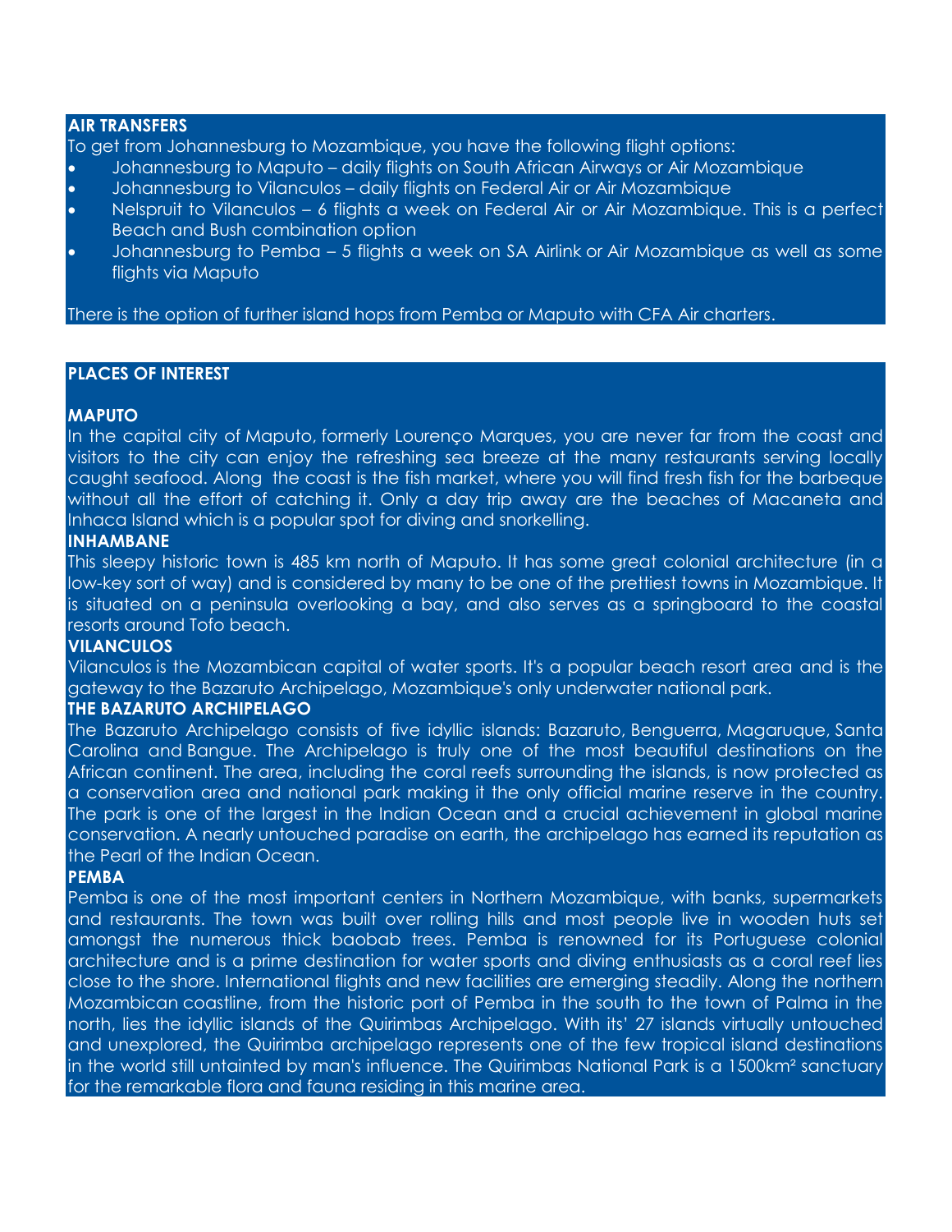## AIR TRANSFERS

To get from Johannesburg to Mozambique, you have the following flight options:

- Johannesburg to Maputo – daily flights on South African Airways or Air Mozambique
- Johannesburg to Vilanculos – daily flights on Federal Air or Air Mozambique
- Nelspruit to Vilanculos – 6 flights a week on Federal Air or Air Mozambique. This is a perfect Beach and Bush combination option
- Johannesburg to Pemba – 5 flights a week on SA Airlink or Air Mozambique as well as some flights via Maputo

There is the option of further island hops from Pemba or Maputo with CFA Air charters.

## PLACES OF INTEREST

### MAPUTO

In the capital city of Maputo, formerly Lourenço Marques, you are never far from the coast and visitors to the city can enjoy the refreshing sea breeze at the many restaurants serving locally caught seafood. Along the coast is the fish market, where you will find fresh fish for the barbeque without all the effort of catching it. Only a day trip away are the beaches of Macaneta and Inhaca Island which is a popular spot for diving and snorkelling.

### INHAMBANE

This sleepy historic town is 485 km north of Maputo. It has some great colonial architecture (in a low-key sort of way) and is considered by many to be one of the prettiest towns in Mozambique. It is situated on a peninsula overlooking a bay, and also serves as a springboard to the coastal resorts around Tofo beach.

### VILANCULOS

Vilanculos is the Mozambican capital of water sports. It's a popular beach resort area and is the gateway to the Bazaruto Archipelago, Mozambique's only underwater national park.

### THE BAZARUTO ARCHIPELAGO

The Bazaruto Archipelago consists of five idyllic islands: Bazaruto, Benguerra, Magaruque, Santa Carolina and Bangue. The Archipelago is truly one of the most beautiful destinations on the African continent. The area, including the coral reefs surrounding the islands, is now protected as a conservation area and national park making it the only official marine reserve in the country. The park is one of the largest in the Indian Ocean and a crucial achievement in global marine conservation. A nearly untouched paradise on earth, the archipelago has earned its reputation as the Pearl of the Indian Ocean.

### PEMBA

Pemba is one of the most important centers in Northern Mozambique, with banks, supermarkets and restaurants. The town was built over rolling hills and most people live in wooden huts set amongst the numerous thick baobab trees. Pemba is renowned for its Portuguese colonial architecture and is a prime destination for water sports and diving enthusiasts as a coral reef lies close to the shore. International flights and new facilities are emerging steadily. Along the northern Mozambican coastline, from the historic port of Pemba in the south to the town of Palma in the north, lies the idyllic islands of the Quirimbas Archipelago. With its' 27 islands virtually untouched and unexplored, the Quirimba archipelago represents one of the few tropical island destinations in the world still untainted by man's influence. The Quirimbas National Park is a 1500km² sanctuary for the remarkable flora and fauna residing in this marine area.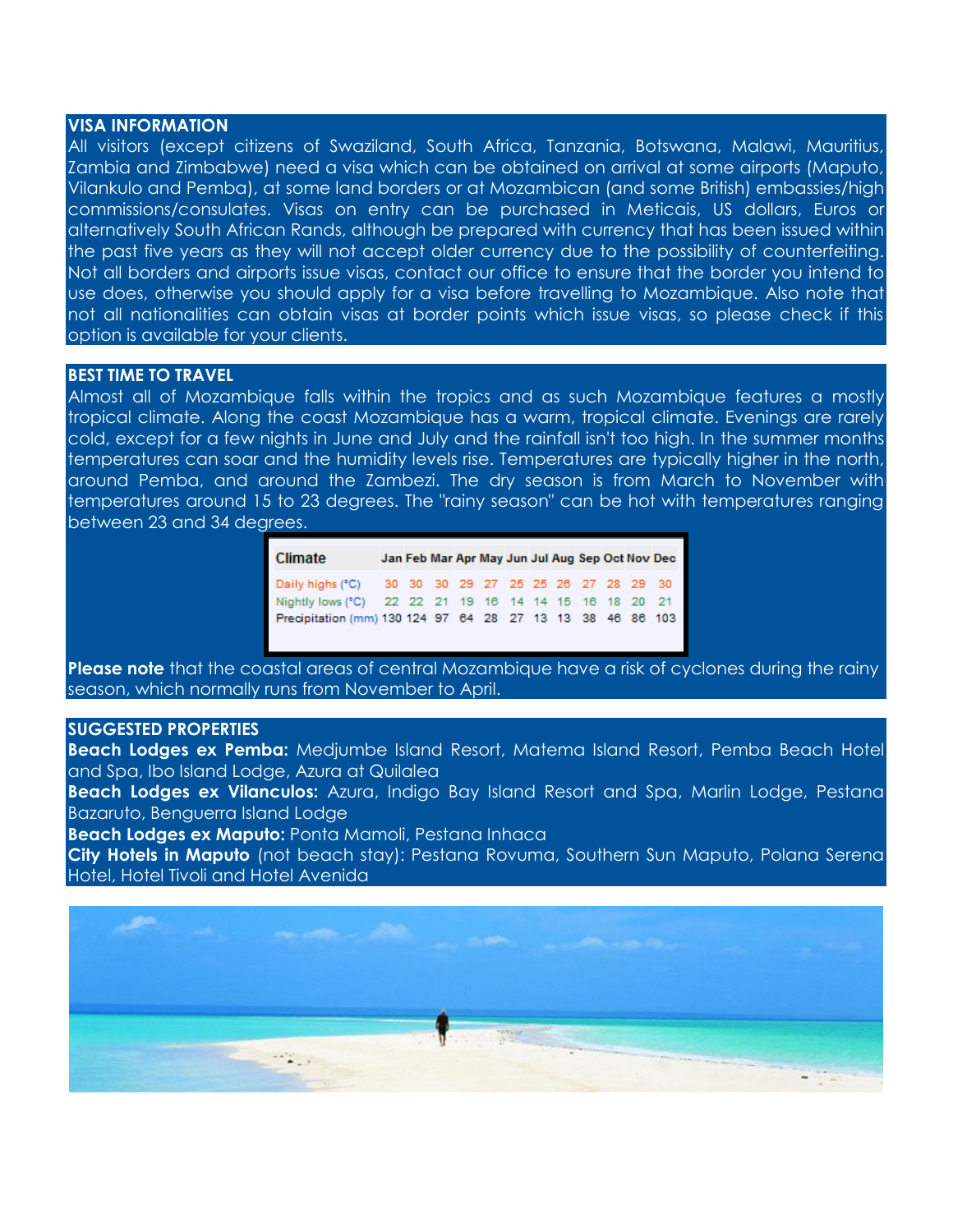## VISA INFORMATION

All visitors (except citizens of Swaziland, South Africa, Tanzania, Botswana, Malawi, Mauritius, Zambia and Zimbabwe) need a visa which can be obtained on arrival at some airports (Maputo, Vilankulo and Pemba), at some land borders or at Mozambican (and some British) embassies/high commissions/consulates. Visas on entry can be purchased in Meticais, US dollars, Euros or alternatively South African Rands, although be prepared with currency that has been issued within the past five years as they will not accept older currency due to the possibility of counterfeiting. Not all borders and airports issue visas, contact our office to ensure that the border you intend to use does, otherwise you should apply for a visa before travelling to Mozambique. Also note that not all nationalities can obtain visas at border points which issue visas, so please check if this option is available for your clients.

## BEST TIME TO TRAVEL

Almost all of Mozambique falls within the tropics and as such Mozambique features a mostly tropical climate. Along the coast Mozambique has a warm, tropical climate. Evenings are rarely cold, except for a few nights in June and July and the rainfall isn't too high. In the summer months temperatures can soar and the humidity levels rise. Temperatures are typically higher in the north, around Pemba, and around the Zambezi. The dry season is from March to November with temperatures around 15 to 23 degrees. The "rainy season" can be hot with temperatures ranging between 23 and 34 degrees.

| Climate | Jan | Feb | Mar | Apr | May | Jun | Jul | Aug | Sep | Oct | Nov | Dec |
|---|---|---|---|---|---|---|---|---|---|---|---|---|
| Daily highs (°C) | 30 | 30 | 30 | 29 | 27 | 25 | 25 | 26 | 27 | 28 | 29 | 30 |
| Nightly lows (°C) | 22 | 22 | 21 | 19 | 16 | 14 | 14 | 15 | 16 | 18 | 20 | 21 |
| Precipitation (mm) | 130 | 124 | 97 | 64 | 28 | 27 | 13 | 13 | 38 | 46 | 86 | 103 |

**Please note** that the coastal areas of central Mozambique have a risk of cyclones during the rainy season, which normally runs from November to April.

## SUGGESTED PROPERTIES

**Beach Lodges ex Pemba:** Medjumbe Island Resort, Matema Island Resort, Pemba Beach Hotel and Spa, Ibo Island Lodge, Azura at Quilalea

**Beach Lodges ex Vilanculos:** Azura, Indigo Bay Island Resort and Spa, Marlin Lodge, Pestana Bazaruto, Benguerra Island Lodge

**Beach Lodges ex Maputo:** Ponta Mamoli, Pestana Inhaca

**City Hotels in Maputo** (not beach stay): Pestana Rovuma, Southern Sun Maputo, Polana Serena Hotel, Hotel Tivoli and Hotel Avenida